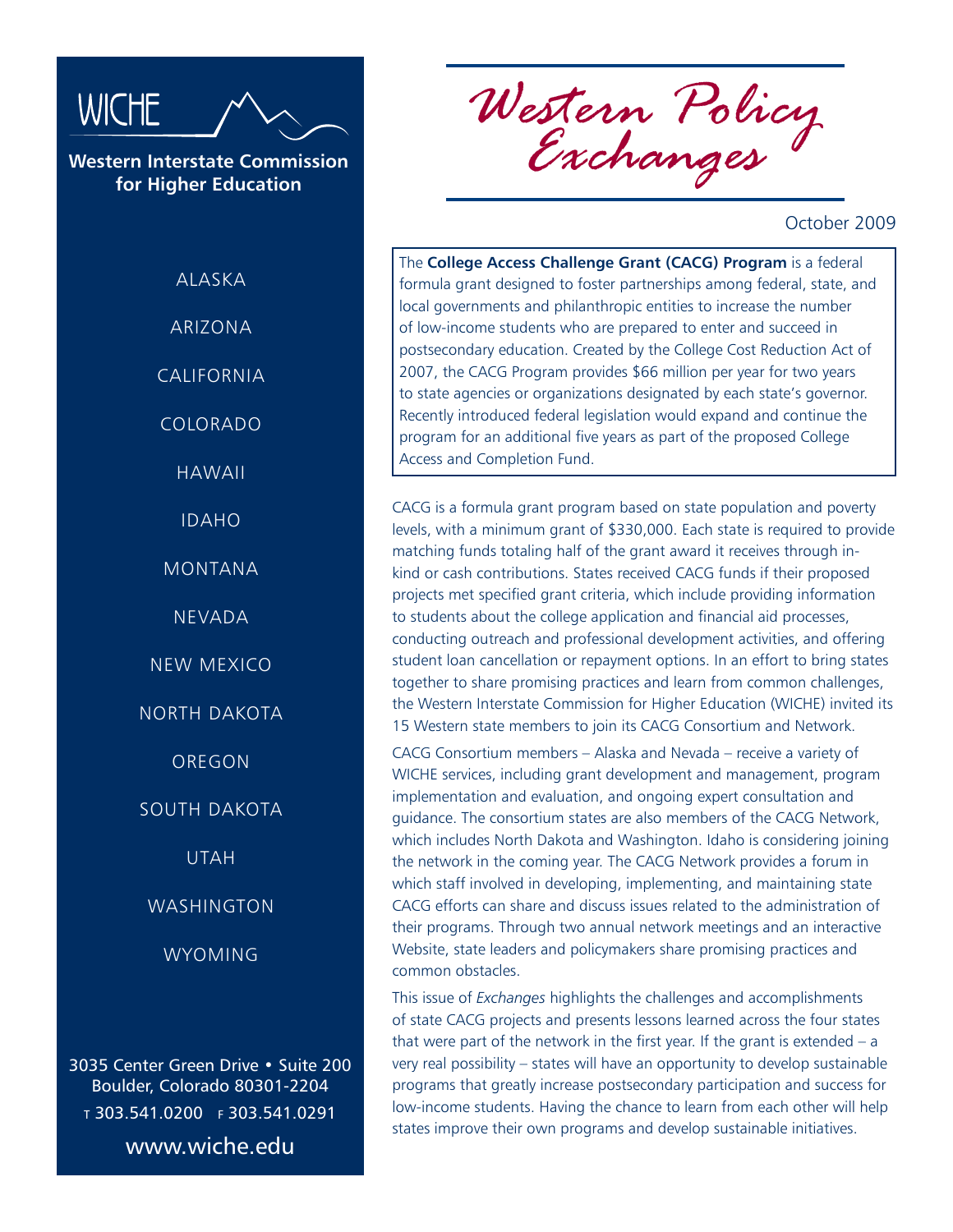# WICHE

**Western Interstate Commission for Higher Education**

ALASKA

ARIZONA

CALIFORNIA

COLORADO

HAWAII

IDAHO

MONTANA

NEVADA

NEW MEXICO

NORTH DAKOTA

OREGON

SOUTH DAKOTA

UTAH

WASHINGTON

WYOMING

3035 Center Green Drive • Suite 200
Boulder, Colorado 80301-2204
T 303.541.0200 F 303.541.0291

www.wiche.edu

# *Western Policy Exchanges*

October 2009

The **College Access Challenge Grant (CACG) Program** is a federal formula grant designed to foster partnerships among federal, state, and local governments and philanthropic entities to increase the number of low-income students who are prepared to enter and succeed in postsecondary education. Created by the College Cost Reduction Act of 2007, the CACG Program provides $66 million per year for two years to state agencies or organizations designated by each state's governor. Recently introduced federal legislation would expand and continue the program for an additional five years as part of the proposed College Access and Completion Fund.

CACG is a formula grant program based on state population and poverty levels, with a minimum grant of $330,000. Each state is required to provide matching funds totaling half of the grant award it receives through in-kind or cash contributions. States received CACG funds if their proposed projects met specified grant criteria, which include providing information to students about the college application and financial aid processes, conducting outreach and professional development activities, and offering student loan cancellation or repayment options. In an effort to bring states together to share promising practices and learn from common challenges, the Western Interstate Commission for Higher Education (WICHE) invited its 15 Western state members to join its CACG Consortium and Network.

CACG Consortium members – Alaska and Nevada – receive a variety of WICHE services, including grant development and management, program implementation and evaluation, and ongoing expert consultation and guidance. The consortium states are also members of the CACG Network, which includes North Dakota and Washington. Idaho is considering joining the network in the coming year. The CACG Network provides a forum in which staff involved in developing, implementing, and maintaining state CACG efforts can share and discuss issues related to the administration of their programs. Through two annual network meetings and an interactive Website, state leaders and policymakers share promising practices and common obstacles.

This issue of *Exchanges* highlights the challenges and accomplishments of state CACG projects and presents lessons learned across the four states that were part of the network in the first year. If the grant is extended – a very real possibility – states will have an opportunity to develop sustainable programs that greatly increase postsecondary participation and success for low-income students. Having the chance to learn from each other will help states improve their own programs and develop sustainable initiatives.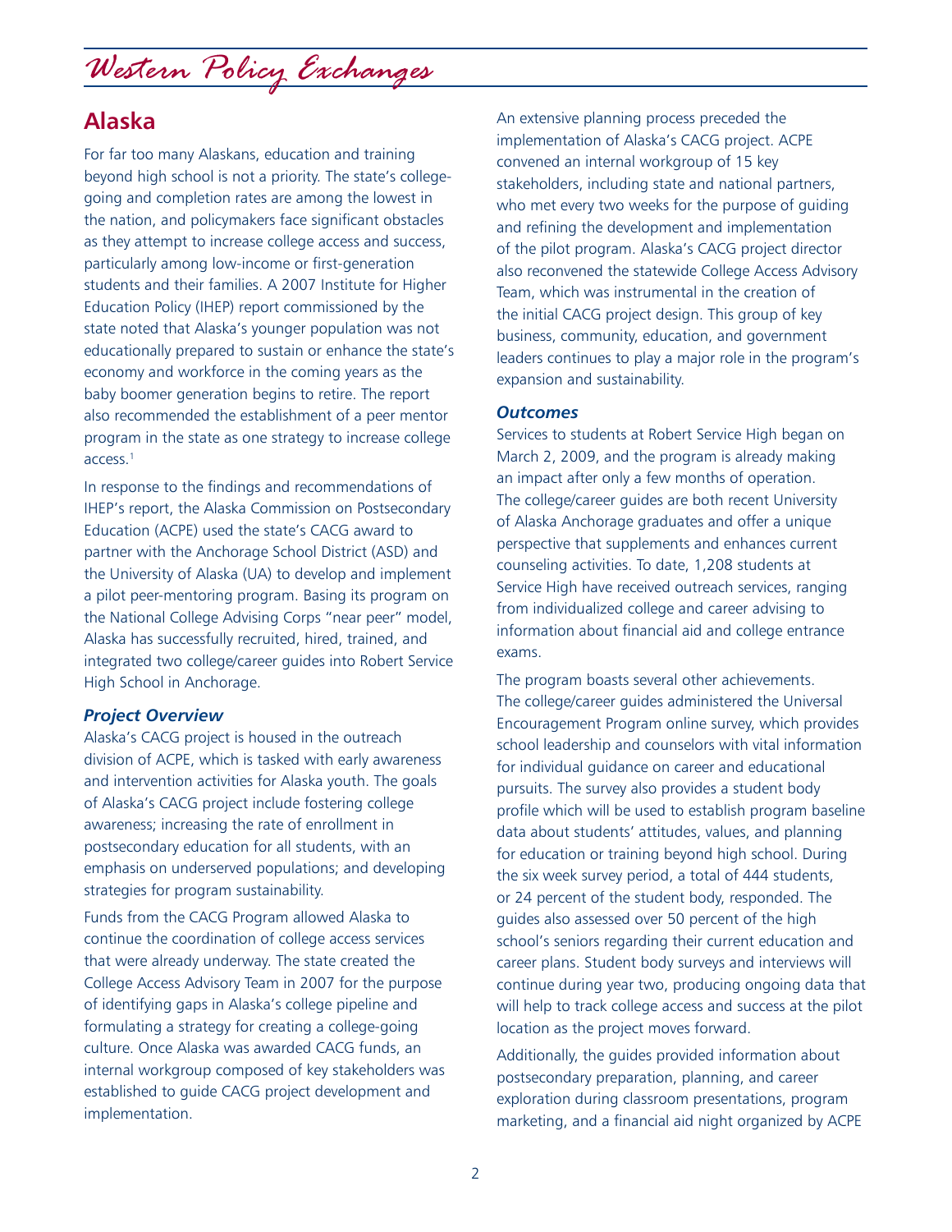## Alaska

For far too many Alaskans, education and training beyond high school is not a priority. The state's college-going and completion rates are among the lowest in the nation, and policymakers face significant obstacles as they attempt to increase college access and success, particularly among low-income or first-generation students and their families. A 2007 Institute for Higher Education Policy (IHEP) report commissioned by the state noted that Alaska's younger population was not educationally prepared to sustain or enhance the state's economy and workforce in the coming years as the baby boomer generation begins to retire. The report also recommended the establishment of a peer mentor program in the state as one strategy to increase college access.[1]

In response to the findings and recommendations of IHEP's report, the Alaska Commission on Postsecondary Education (ACPE) used the state's CACG award to partner with the Anchorage School District (ASD) and the University of Alaska (UA) to develop and implement a pilot peer-mentoring program. Basing its program on the National College Advising Corps "near peer" model, Alaska has successfully recruited, hired, trained, and integrated two college/career guides into Robert Service High School in Anchorage.

### *Project Overview*

Alaska's CACG project is housed in the outreach division of ACPE, which is tasked with early awareness and intervention activities for Alaska youth. The goals of Alaska's CACG project include fostering college awareness; increasing the rate of enrollment in postsecondary education for all students, with an emphasis on underserved populations; and developing strategies for program sustainability.

Funds from the CACG Program allowed Alaska to continue the coordination of college access services that were already underway. The state created the College Access Advisory Team in 2007 for the purpose of identifying gaps in Alaska's college pipeline and formulating a strategy for creating a college-going culture. Once Alaska was awarded CACG funds, an internal workgroup composed of key stakeholders was established to guide CACG project development and implementation.

An extensive planning process preceded the implementation of Alaska's CACG project. ACPE convened an internal workgroup of 15 key stakeholders, including state and national partners, who met every two weeks for the purpose of guiding and refining the development and implementation of the pilot program. Alaska's CACG project director also reconvened the statewide College Access Advisory Team, which was instrumental in the creation of the initial CACG project design. This group of key business, community, education, and government leaders continues to play a major role in the program's expansion and sustainability.

### *Outcomes*

Services to students at Robert Service High began on March 2, 2009, and the program is already making an impact after only a few months of operation. The college/career guides are both recent University of Alaska Anchorage graduates and offer a unique perspective that supplements and enhances current counseling activities. To date, 1,208 students at Service High have received outreach services, ranging from individualized college and career advising to information about financial aid and college entrance exams.

The program boasts several other achievements. The college/career guides administered the Universal Encouragement Program online survey, which provides school leadership and counselors with vital information for individual guidance on career and educational pursuits. The survey also provides a student body profile which will be used to establish program baseline data about students' attitudes, values, and planning for education or training beyond high school. During the six week survey period, a total of 444 students, or 24 percent of the student body, responded. The guides also assessed over 50 percent of the high school's seniors regarding their current education and career plans. Student body surveys and interviews will continue during year two, producing ongoing data that will help to track college access and success at the pilot location as the project moves forward.

Additionally, the guides provided information about postsecondary preparation, planning, and career exploration during classroom presentations, program marketing, and a financial aid night organized by ACPE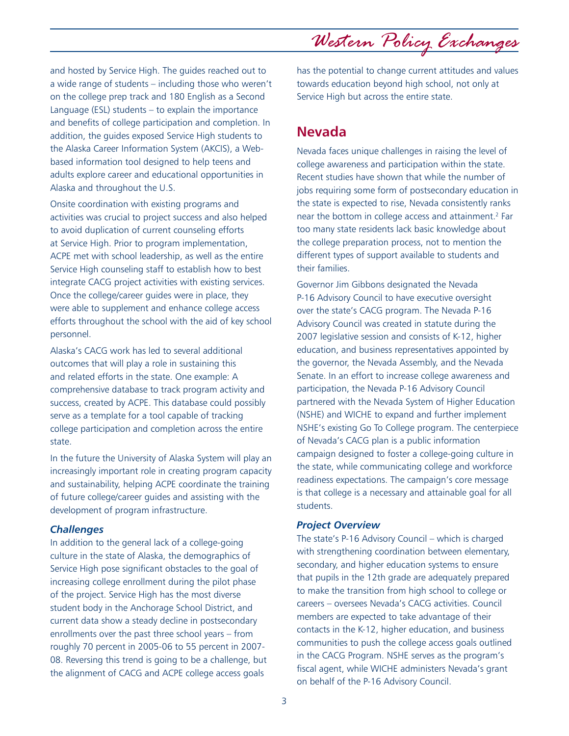and hosted by Service High. The guides reached out to a wide range of students – including those who weren't on the college prep track and 180 English as a Second Language (ESL) students – to explain the importance and benefits of college participation and completion. In addition, the guides exposed Service High students to the Alaska Career Information System (AKCIS), a Web-based information tool designed to help teens and adults explore career and educational opportunities in Alaska and throughout the U.S.

Onsite coordination with existing programs and activities was crucial to project success and also helped to avoid duplication of current counseling efforts at Service High. Prior to program implementation, ACPE met with school leadership, as well as the entire Service High counseling staff to establish how to best integrate CACG project activities with existing services. Once the college/career guides were in place, they were able to supplement and enhance college access efforts throughout the school with the aid of key school personnel.

Alaska's CACG work has led to several additional outcomes that will play a role in sustaining this and related efforts in the state. One example: A comprehensive database to track program activity and success, created by ACPE. This database could possibly serve as a template for a tool capable of tracking college participation and completion across the entire state.

In the future the University of Alaska System will play an increasingly important role in creating program capacity and sustainability, helping ACPE coordinate the training of future college/career guides and assisting with the development of program infrastructure.

### *Challenges*

In addition to the general lack of a college-going culture in the state of Alaska, the demographics of Service High pose significant obstacles to the goal of increasing college enrollment during the pilot phase of the project. Service High has the most diverse student body in the Anchorage School District, and current data show a steady decline in postsecondary enrollments over the past three school years – from roughly 70 percent in 2005-06 to 55 percent in 2007-08. Reversing this trend is going to be a challenge, but the alignment of CACG and ACPE college access goals has the potential to change current attitudes and values towards education beyond high school, not only at Service High but across the entire state.

## Nevada

Nevada faces unique challenges in raising the level of college awareness and participation within the state. Recent studies have shown that while the number of jobs requiring some form of postsecondary education in the state is expected to rise, Nevada consistently ranks near the bottom in college access and attainment.[2] Far too many state residents lack basic knowledge about the college preparation process, not to mention the different types of support available to students and their families.

Governor Jim Gibbons designated the Nevada P-16 Advisory Council to have executive oversight over the state's CACG program. The Nevada P-16 Advisory Council was created in statute during the 2007 legislative session and consists of K-12, higher education, and business representatives appointed by the governor, the Nevada Assembly, and the Nevada Senate. In an effort to increase college awareness and participation, the Nevada P-16 Advisory Council partnered with the Nevada System of Higher Education (NSHE) and WICHE to expand and further implement NSHE's existing Go To College program. The centerpiece of Nevada's CACG plan is a public information campaign designed to foster a college-going culture in the state, while communicating college and workforce readiness expectations. The campaign's core message is that college is a necessary and attainable goal for all students.

### *Project Overview*

The state's P-16 Advisory Council – which is charged with strengthening coordination between elementary, secondary, and higher education systems to ensure that pupils in the 12th grade are adequately prepared to make the transition from high school to college or careers – oversees Nevada's CACG activities. Council members are expected to take advantage of their contacts in the K-12, higher education, and business communities to push the college access goals outlined in the CACG Program. NSHE serves as the program's fiscal agent, while WICHE administers Nevada's grant on behalf of the P-16 Advisory Council.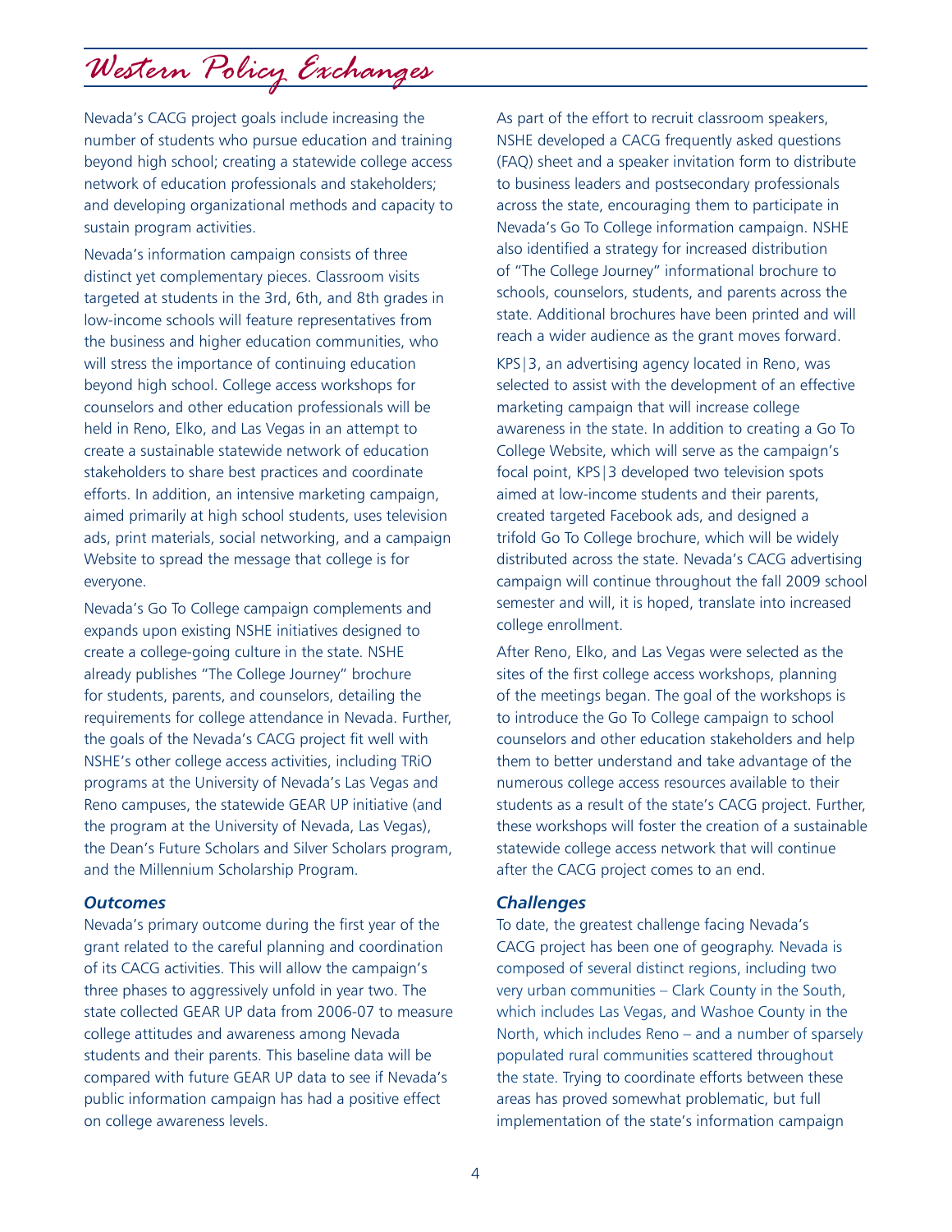Nevada's CACG project goals include increasing the number of students who pursue education and training beyond high school; creating a statewide college access network of education professionals and stakeholders; and developing organizational methods and capacity to sustain program activities.

Nevada's information campaign consists of three distinct yet complementary pieces. Classroom visits targeted at students in the 3rd, 6th, and 8th grades in low-income schools will feature representatives from the business and higher education communities, who will stress the importance of continuing education beyond high school. College access workshops for counselors and other education professionals will be held in Reno, Elko, and Las Vegas in an attempt to create a sustainable statewide network of education stakeholders to share best practices and coordinate efforts. In addition, an intensive marketing campaign, aimed primarily at high school students, uses television ads, print materials, social networking, and a campaign Website to spread the message that college is for everyone.

Nevada's Go To College campaign complements and expands upon existing NSHE initiatives designed to create a college-going culture in the state. NSHE already publishes "The College Journey" brochure for students, parents, and counselors, detailing the requirements for college attendance in Nevada. Further, the goals of the Nevada's CACG project fit well with NSHE's other college access activities, including TRiO programs at the University of Nevada's Las Vegas and Reno campuses, the statewide GEAR UP initiative (and the program at the University of Nevada, Las Vegas), the Dean's Future Scholars and Silver Scholars program, and the Millennium Scholarship Program.

### *Outcomes*

Nevada's primary outcome during the first year of the grant related to the careful planning and coordination of its CACG activities. This will allow the campaign's three phases to aggressively unfold in year two. The state collected GEAR UP data from 2006-07 to measure college attitudes and awareness among Nevada students and their parents. This baseline data will be compared with future GEAR UP data to see if Nevada's public information campaign has had a positive effect on college awareness levels.

As part of the effort to recruit classroom speakers, NSHE developed a CACG frequently asked questions (FAQ) sheet and a speaker invitation form to distribute to business leaders and postsecondary professionals across the state, encouraging them to participate in Nevada's Go To College information campaign. NSHE also identified a strategy for increased distribution of "The College Journey" informational brochure to schools, counselors, students, and parents across the state. Additional brochures have been printed and will reach a wider audience as the grant moves forward.

KPS|3, an advertising agency located in Reno, was selected to assist with the development of an effective marketing campaign that will increase college awareness in the state. In addition to creating a Go To College Website, which will serve as the campaign's focal point, KPS|3 developed two television spots aimed at low-income students and their parents, created targeted Facebook ads, and designed a trifold Go To College brochure, which will be widely distributed across the state. Nevada's CACG advertising campaign will continue throughout the fall 2009 school semester and will, it is hoped, translate into increased college enrollment.

After Reno, Elko, and Las Vegas were selected as the sites of the first college access workshops, planning of the meetings began. The goal of the workshops is to introduce the Go To College campaign to school counselors and other education stakeholders and help them to better understand and take advantage of the numerous college access resources available to their students as a result of the state's CACG project. Further, these workshops will foster the creation of a sustainable statewide college access network that will continue after the CACG project comes to an end.

### *Challenges*

To date, the greatest challenge facing Nevada's CACG project has been one of geography. Nevada is composed of several distinct regions, including two very urban communities – Clark County in the South, which includes Las Vegas, and Washoe County in the North, which includes Reno – and a number of sparsely populated rural communities scattered throughout the state. Trying to coordinate efforts between these areas has proved somewhat problematic, but full implementation of the state's information campaign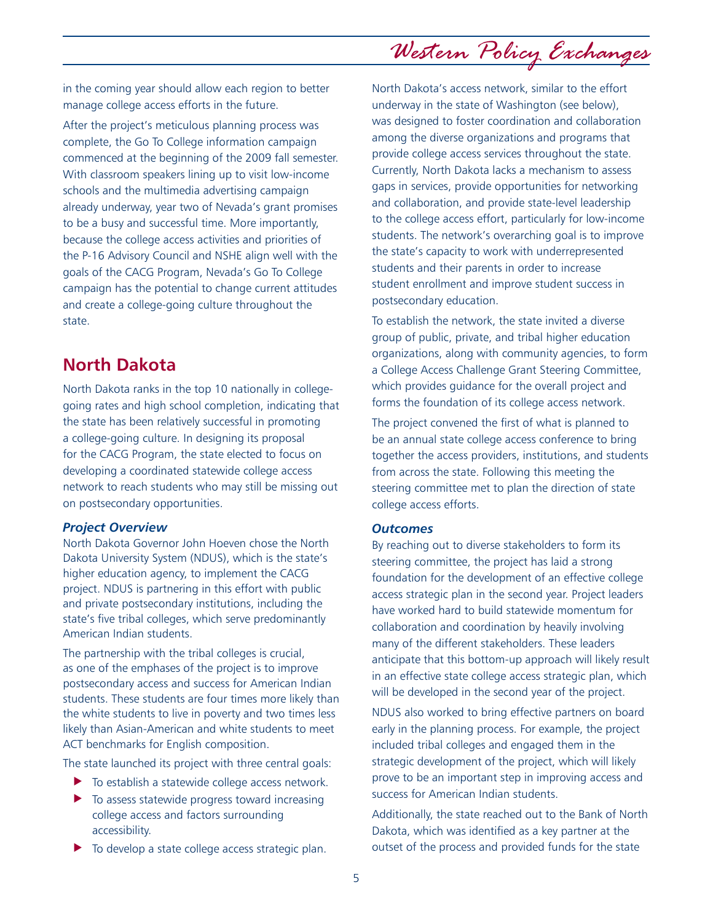in the coming year should allow each region to better manage college access efforts in the future.

After the project's meticulous planning process was complete, the Go To College information campaign commenced at the beginning of the 2009 fall semester. With classroom speakers lining up to visit low-income schools and the multimedia advertising campaign already underway, year two of Nevada's grant promises to be a busy and successful time. More importantly, because the college access activities and priorities of the P-16 Advisory Council and NSHE align well with the goals of the CACG Program, Nevada's Go To College campaign has the potential to change current attitudes and create a college-going culture throughout the state.

## North Dakota

North Dakota ranks in the top 10 nationally in college-going rates and high school completion, indicating that the state has been relatively successful in promoting a college-going culture. In designing its proposal for the CACG Program, the state elected to focus on developing a coordinated statewide college access network to reach students who may still be missing out on postsecondary opportunities.

### *Project Overview*

North Dakota Governor John Hoeven chose the North Dakota University System (NDUS), which is the state's higher education agency, to implement the CACG project. NDUS is partnering in this effort with public and private postsecondary institutions, including the state's five tribal colleges, which serve predominantly American Indian students.

The partnership with the tribal colleges is crucial, as one of the emphases of the project is to improve postsecondary access and success for American Indian students. These students are four times more likely than the white students to live in poverty and two times less likely than Asian-American and white students to meet ACT benchmarks for English composition.

The state launched its project with three central goals:

- To establish a statewide college access network.
- To assess statewide progress toward increasing college access and factors surrounding accessibility.
- To develop a state college access strategic plan.

North Dakota's access network, similar to the effort underway in the state of Washington (see below), was designed to foster coordination and collaboration among the diverse organizations and programs that provide college access services throughout the state. Currently, North Dakota lacks a mechanism to assess gaps in services, provide opportunities for networking and collaboration, and provide state-level leadership to the college access effort, particularly for low-income students. The network's overarching goal is to improve the state's capacity to work with underrepresented students and their parents in order to increase student enrollment and improve student success in postsecondary education.

To establish the network, the state invited a diverse group of public, private, and tribal higher education organizations, along with community agencies, to form a College Access Challenge Grant Steering Committee, which provides guidance for the overall project and forms the foundation of its college access network.

The project convened the first of what is planned to be an annual state college access conference to bring together the access providers, institutions, and students from across the state. Following this meeting the steering committee met to plan the direction of state college access efforts.

### *Outcomes*

By reaching out to diverse stakeholders to form its steering committee, the project has laid a strong foundation for the development of an effective college access strategic plan in the second year. Project leaders have worked hard to build statewide momentum for collaboration and coordination by heavily involving many of the different stakeholders. These leaders anticipate that this bottom-up approach will likely result in an effective state college access strategic plan, which will be developed in the second year of the project.

NDUS also worked to bring effective partners on board early in the planning process. For example, the project included tribal colleges and engaged them in the strategic development of the project, which will likely prove to be an important step in improving access and success for American Indian students.

Additionally, the state reached out to the Bank of North Dakota, which was identified as a key partner at the outset of the process and provided funds for the state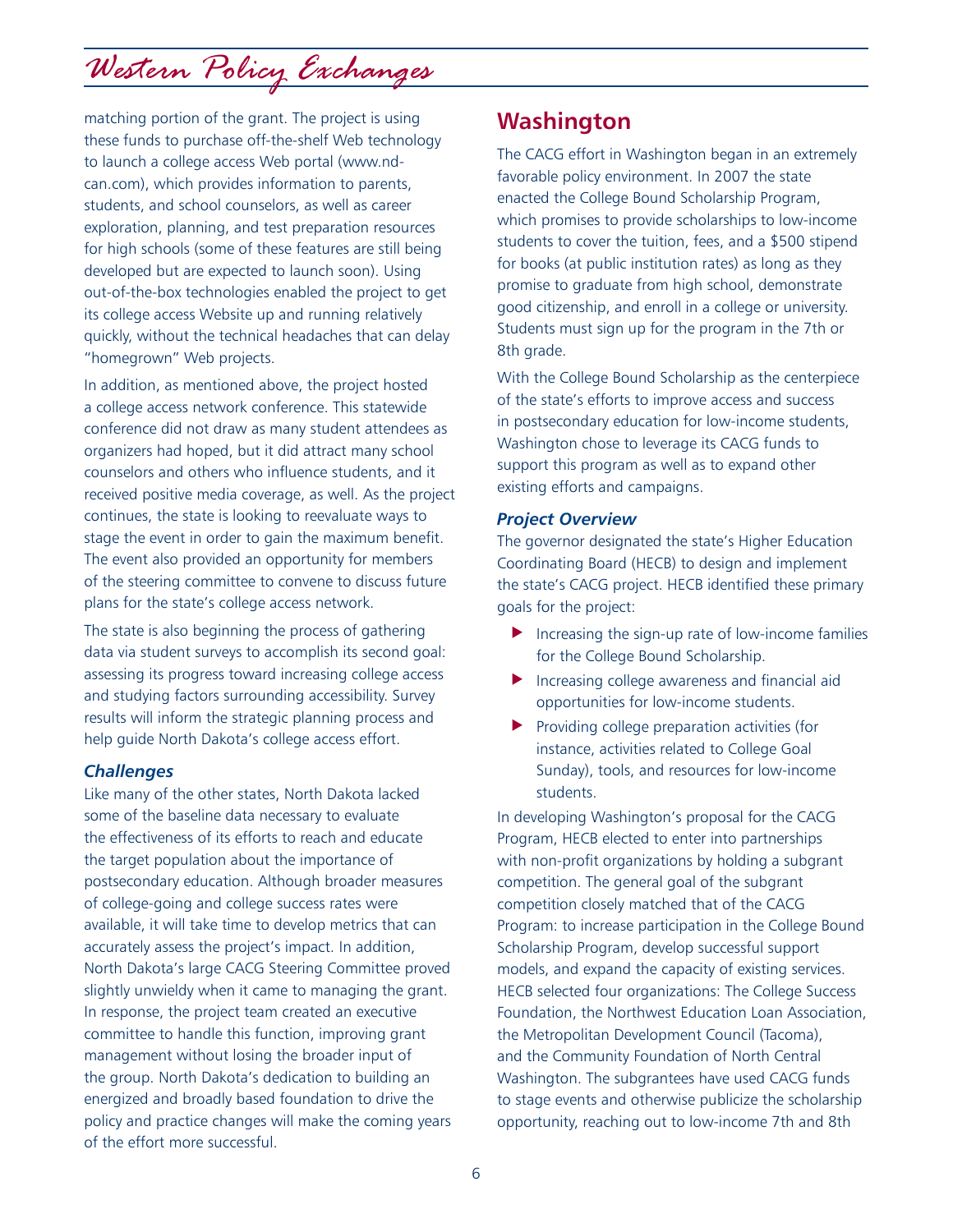matching portion of the grant. The project is using these funds to purchase off-the-shelf Web technology to launch a college access Web portal (www.nd-can.com), which provides information to parents, students, and school counselors, as well as career exploration, planning, and test preparation resources for high schools (some of these features are still being developed but are expected to launch soon). Using out-of-the-box technologies enabled the project to get its college access Website up and running relatively quickly, without the technical headaches that can delay "homegrown" Web projects.

In addition, as mentioned above, the project hosted a college access network conference. This statewide conference did not draw as many student attendees as organizers had hoped, but it did attract many school counselors and others who influence students, and it received positive media coverage, as well. As the project continues, the state is looking to reevaluate ways to stage the event in order to gain the maximum benefit. The event also provided an opportunity for members of the steering committee to convene to discuss future plans for the state's college access network.

The state is also beginning the process of gathering data via student surveys to accomplish its second goal: assessing its progress toward increasing college access and studying factors surrounding accessibility. Survey results will inform the strategic planning process and help guide North Dakota's college access effort.

### *Challenges*

Like many of the other states, North Dakota lacked some of the baseline data necessary to evaluate the effectiveness of its efforts to reach and educate the target population about the importance of postsecondary education. Although broader measures of college-going and college success rates were available, it will take time to develop metrics that can accurately assess the project's impact. In addition, North Dakota's large CACG Steering Committee proved slightly unwieldy when it came to managing the grant. In response, the project team created an executive committee to handle this function, improving grant management without losing the broader input of the group. North Dakota's dedication to building an energized and broadly based foundation to drive the policy and practice changes will make the coming years of the effort more successful.

## Washington

The CACG effort in Washington began in an extremely favorable policy environment. In 2007 the state enacted the College Bound Scholarship Program, which promises to provide scholarships to low-income students to cover the tuition, fees, and a $500 stipend for books (at public institution rates) as long as they promise to graduate from high school, demonstrate good citizenship, and enroll in a college or university. Students must sign up for the program in the 7th or 8th grade.

With the College Bound Scholarship as the centerpiece of the state's efforts to improve access and success in postsecondary education for low-income students, Washington chose to leverage its CACG funds to support this program as well as to expand other existing efforts and campaigns.

### *Project Overview*

The governor designated the state's Higher Education Coordinating Board (HECB) to design and implement the state's CACG project. HECB identified these primary goals for the project:

- Increasing the sign-up rate of low-income families for the College Bound Scholarship.
- Increasing college awareness and financial aid opportunities for low-income students.
- Providing college preparation activities (for instance, activities related to College Goal Sunday), tools, and resources for low-income students.

In developing Washington's proposal for the CACG Program, HECB elected to enter into partnerships with non-profit organizations by holding a subgrant competition. The general goal of the subgrant competition closely matched that of the CACG Program: to increase participation in the College Bound Scholarship Program, develop successful support models, and expand the capacity of existing services. HECB selected four organizations: The College Success Foundation, the Northwest Education Loan Association, the Metropolitan Development Council (Tacoma), and the Community Foundation of North Central Washington. The subgrantees have used CACG funds to stage events and otherwise publicize the scholarship opportunity, reaching out to low-income 7th and 8th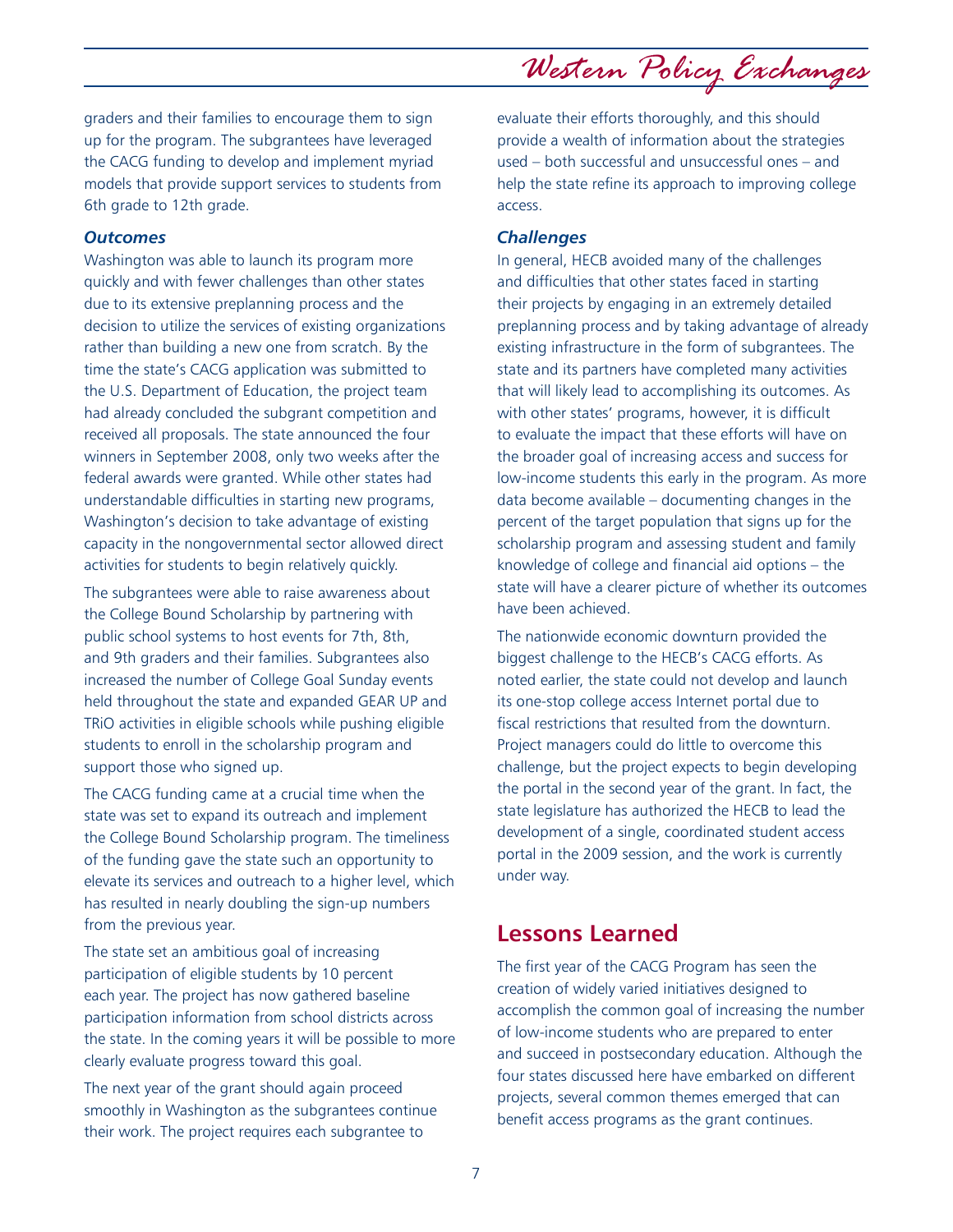graders and their families to encourage them to sign up for the program. The subgrantees have leveraged the CACG funding to develop and implement myriad models that provide support services to students from 6th grade to 12th grade.

### *Outcomes*

Washington was able to launch its program more quickly and with fewer challenges than other states due to its extensive preplanning process and the decision to utilize the services of existing organizations rather than building a new one from scratch. By the time the state's CACG application was submitted to the U.S. Department of Education, the project team had already concluded the subgrant competition and received all proposals. The state announced the four winners in September 2008, only two weeks after the federal awards were granted. While other states had understandable difficulties in starting new programs, Washington's decision to take advantage of existing capacity in the nongovernmental sector allowed direct activities for students to begin relatively quickly.

The subgrantees were able to raise awareness about the College Bound Scholarship by partnering with public school systems to host events for 7th, 8th, and 9th graders and their families. Subgrantees also increased the number of College Goal Sunday events held throughout the state and expanded GEAR UP and TRiO activities in eligible schools while pushing eligible students to enroll in the scholarship program and support those who signed up.

The CACG funding came at a crucial time when the state was set to expand its outreach and implement the College Bound Scholarship program. The timeliness of the funding gave the state such an opportunity to elevate its services and outreach to a higher level, which has resulted in nearly doubling the sign-up numbers from the previous year.

The state set an ambitious goal of increasing participation of eligible students by 10 percent each year. The project has now gathered baseline participation information from school districts across the state. In the coming years it will be possible to more clearly evaluate progress toward this goal.

The next year of the grant should again proceed smoothly in Washington as the subgrantees continue their work. The project requires each subgrantee to evaluate their efforts thoroughly, and this should provide a wealth of information about the strategies used – both successful and unsuccessful ones – and help the state refine its approach to improving college access.

### *Challenges*

In general, HECB avoided many of the challenges and difficulties that other states faced in starting their projects by engaging in an extremely detailed preplanning process and by taking advantage of already existing infrastructure in the form of subgrantees. The state and its partners have completed many activities that will likely lead to accomplishing its outcomes. As with other states' programs, however, it is difficult to evaluate the impact that these efforts will have on the broader goal of increasing access and success for low-income students this early in the program. As more data become available – documenting changes in the percent of the target population that signs up for the scholarship program and assessing student and family knowledge of college and financial aid options – the state will have a clearer picture of whether its outcomes have been achieved.

The nationwide economic downturn provided the biggest challenge to the HECB's CACG efforts. As noted earlier, the state could not develop and launch its one-stop college access Internet portal due to fiscal restrictions that resulted from the downturn. Project managers could do little to overcome this challenge, but the project expects to begin developing the portal in the second year of the grant. In fact, the state legislature has authorized the HECB to lead the development of a single, coordinated student access portal in the 2009 session, and the work is currently under way.

## Lessons Learned

The first year of the CACG Program has seen the creation of widely varied initiatives designed to accomplish the common goal of increasing the number of low-income students who are prepared to enter and succeed in postsecondary education. Although the four states discussed here have embarked on different projects, several common themes emerged that can benefit access programs as the grant continues.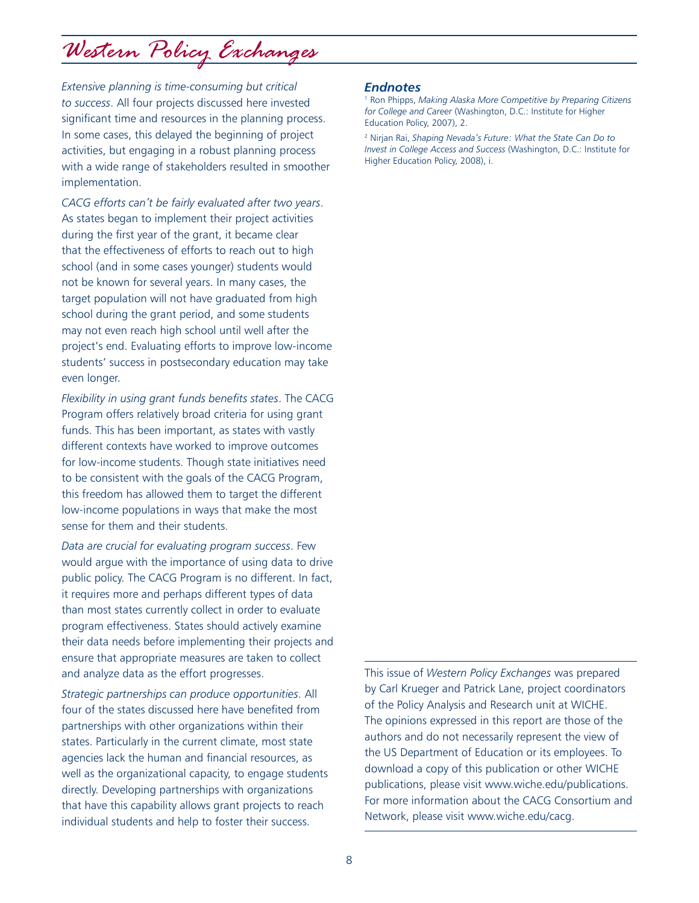*Extensive planning is time-consuming but critical to success*. All four projects discussed here invested significant time and resources in the planning process. In some cases, this delayed the beginning of project activities, but engaging in a robust planning process with a wide range of stakeholders resulted in smoother implementation.

*CACG efforts can't be fairly evaluated after two years*. As states began to implement their project activities during the first year of the grant, it became clear that the effectiveness of efforts to reach out to high school (and in some cases younger) students would not be known for several years. In many cases, the target population will not have graduated from high school during the grant period, and some students may not even reach high school until well after the project's end. Evaluating efforts to improve low-income students' success in postsecondary education may take even longer.

*Flexibility in using grant funds benefits states*. The CACG Program offers relatively broad criteria for using grant funds. This has been important, as states with vastly different contexts have worked to improve outcomes for low-income students. Though state initiatives need to be consistent with the goals of the CACG Program, this freedom has allowed them to target the different low-income populations in ways that make the most sense for them and their students.

*Data are crucial for evaluating program success*. Few would argue with the importance of using data to drive public policy. The CACG Program is no different. In fact, it requires more and perhaps different types of data than most states currently collect in order to evaluate program effectiveness. States should actively examine their data needs before implementing their projects and ensure that appropriate measures are taken to collect and analyze data as the effort progresses.

*Strategic partnerships can produce opportunities*. All four of the states discussed here have benefited from partnerships with other organizations within their states. Particularly in the current climate, most state agencies lack the human and financial resources, as well as the organizational capacity, to engage students directly. Developing partnerships with organizations that have this capability allows grant projects to reach individual students and help to foster their success.

### Endnotes

[1] Ron Phipps, *Making Alaska More Competitive by Preparing Citizens for College and Career* (Washington, D.C.: Institute for Higher Education Policy, 2007), 2.

[2] Nirjan Rai, *Shaping Nevada's Future: What the State Can Do to Invest in College Access and Success* (Washington, D.C.: Institute for Higher Education Policy, 2008), i.

---

This issue of *Western Policy Exchanges* was prepared by Carl Krueger and Patrick Lane, project coordinators of the Policy Analysis and Research unit at WICHE. The opinions expressed in this report are those of the authors and do not necessarily represent the view of the US Department of Education or its employees. To download a copy of this publication or other WICHE publications, please visit www.wiche.edu/publications. For more information about the CACG Consortium and Network, please visit www.wiche.edu/cacg.